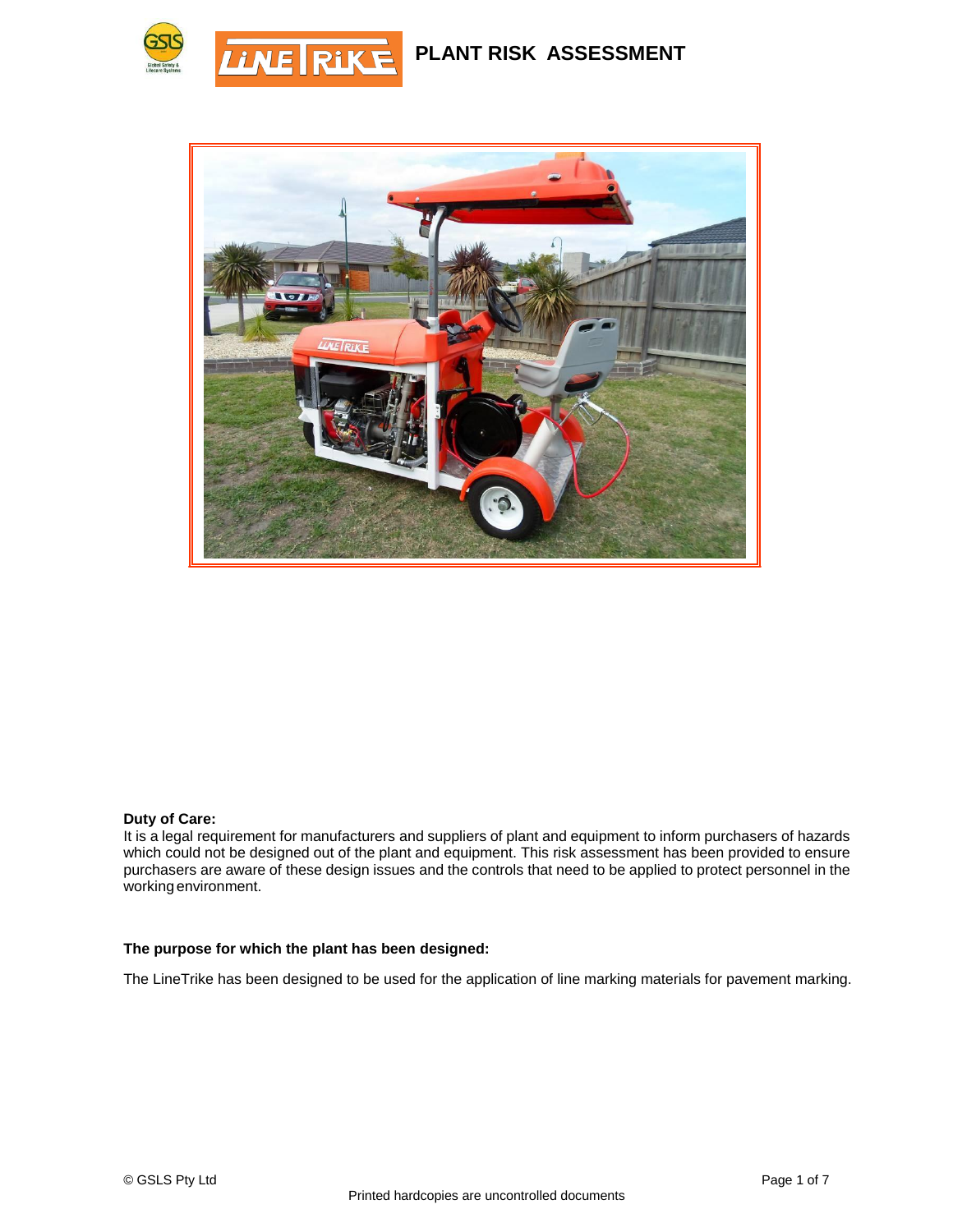# PLANT RISK ASSESSMENT

**Duty of Care:**
It is a legal requirement for manufacturers and suppliers of plant and equipment to inform purchasers of hazards which could not be designed out of the plant and equipment. This risk assessment has been provided to ensure purchasers are aware of these design issues and the controls that need to be applied to protect personnel in the working environment.

**The purpose for which the plant has been designed:**

The LineTrike has been designed to be used for the application of line marking materials for pavement marking.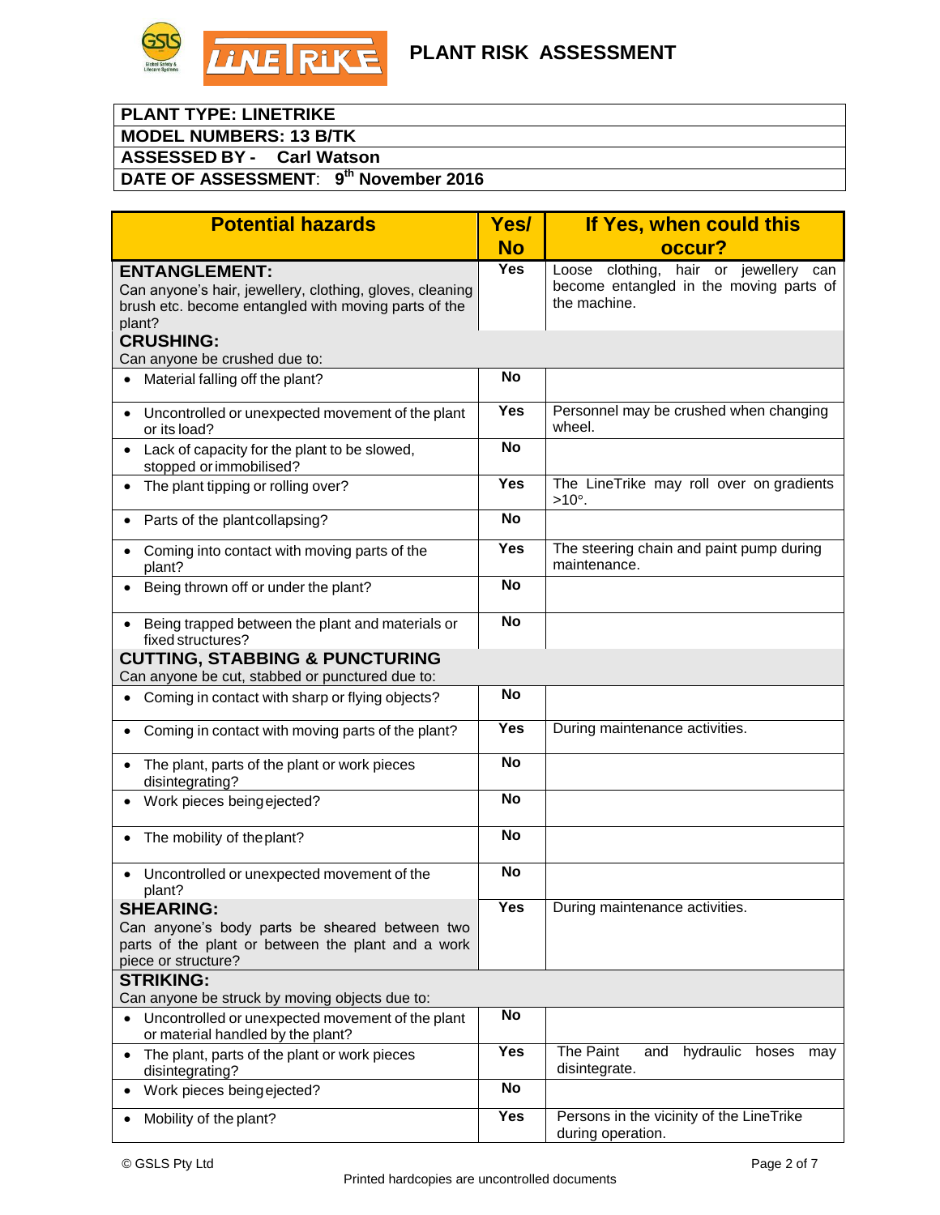# PLANT RISK ASSESSMENT

| PLANT TYPE: LINETRIKE |
|---|
| MODEL NUMBERS: 13 B/TK |
| ASSESSED BY - Carl Watson |
| DATE OF ASSESSMENT: 9th November 2016 |

| Potential hazards | Yes/ No | If Yes, when could this occur? |
|---|---|---|
| **ENTANGLEMENT:** Can anyone's hair, jewellery, clothing, gloves, cleaning brush etc. become entangled with moving parts of the plant? | Yes | Loose clothing, hair or jewellery can become entangled in the moving parts of the machine. |
| **CRUSHING:** Can anyone be crushed due to: | | |
| • Material falling off the plant? | No | |
| • Uncontrolled or unexpected movement of the plant or its load? | Yes | Personnel may be crushed when changing wheel. |
| • Lack of capacity for the plant to be slowed, stopped or immobilised? | No | |
| • The plant tipping or rolling over? | Yes | The LineTrike may roll over on gradients >10°. |
| • Parts of the plant collapsing? | No | |
| • Coming into contact with moving parts of the plant? | Yes | The steering chain and paint pump during maintenance. |
| • Being thrown off or under the plant? | No | |
| • Being trapped between the plant and materials or fixed structures? | No | |
| **CUTTING, STABBING & PUNCTURING** Can anyone be cut, stabbed or punctured due to: | | |
| • Coming in contact with sharp or flying objects? | No | |
| • Coming in contact with moving parts of the plant? | Yes | During maintenance activities. |
| • The plant, parts of the plant or work pieces disintegrating? | No | |
| • Work pieces being ejected? | No | |
| • The mobility of the plant? | No | |
| • Uncontrolled or unexpected movement of the plant? | No | |
| **SHEARING:** Can anyone's body parts be sheared between two parts of the plant or between the plant and a work piece or structure? | Yes | During maintenance activities. |
| **STRIKING:** Can anyone be struck by moving objects due to: | | |
| • Uncontrolled or unexpected movement of the plant or material handled by the plant? | No | |
| • The plant, parts of the plant or work pieces disintegrating? | Yes | The Paint and hydraulic hoses may disintegrate. |
| • Work pieces being ejected? | No | |
| • Mobility of the plant? | Yes | Persons in the vicinity of the LineTrike during operation. |

© GSLS Pty Ltd

Printed hardcopies are uncontrolled documents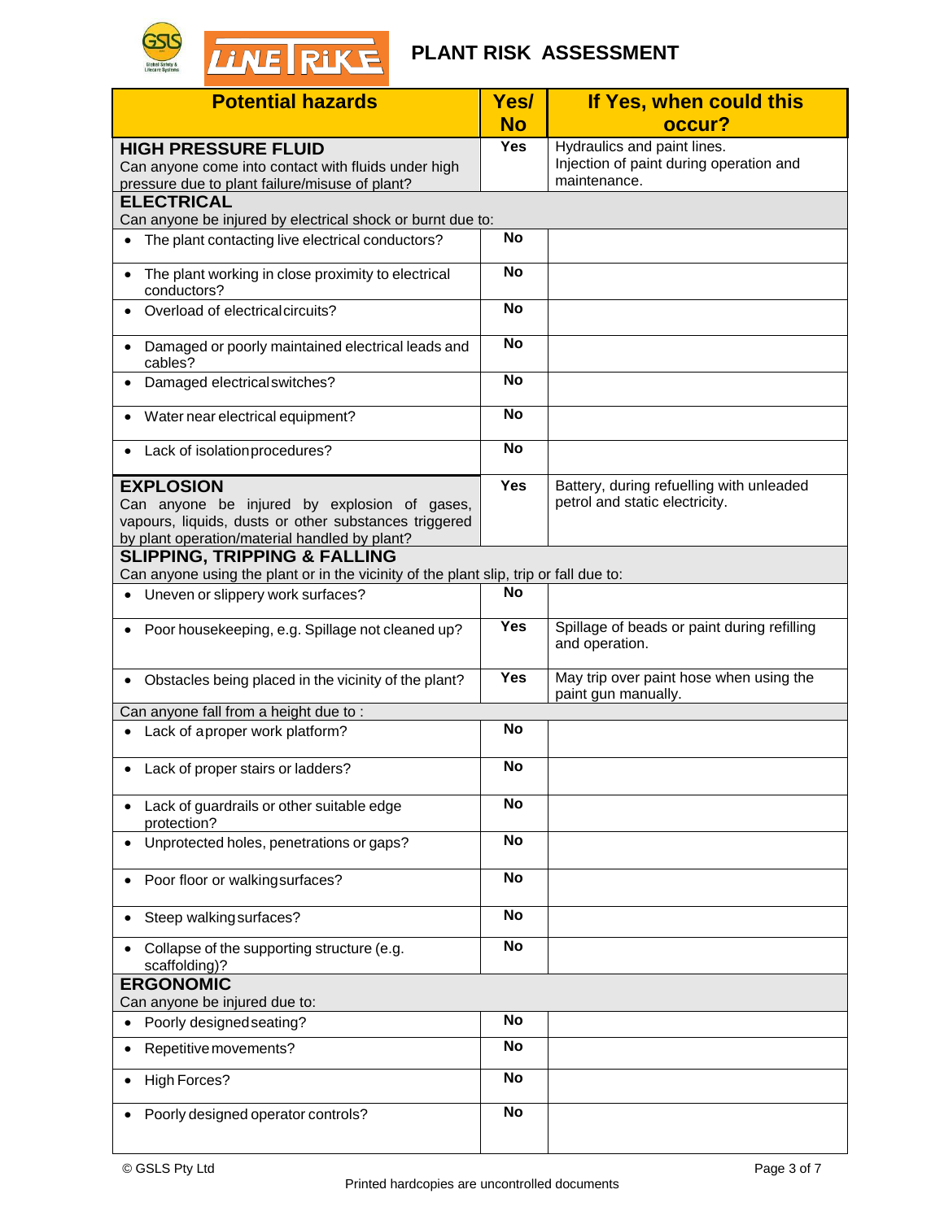# PLANT RISK ASSESSMENT

| Potential hazards | Yes/ No | If Yes, when could this occur? |
|---|---|---|
| **HIGH PRESSURE FLUID** Can anyone come into contact with fluids under high pressure due to plant failure/misuse of plant? | Yes | Hydraulics and paint lines. Injection of paint during operation and maintenance. |
| **ELECTRICAL** Can anyone be injured by electrical shock or burnt due to: | | |
| • The plant contacting live electrical conductors? | No | |
| • The plant working in close proximity to electrical conductors? | No | |
| • Overload of electrical circuits? | No | |
| • Damaged or poorly maintained electrical leads and cables? | No | |
| • Damaged electrical switches? | No | |
| • Water near electrical equipment? | No | |
| • Lack of isolation procedures? | No | |
| **EXPLOSION** Can anyone be injured by explosion of gases, vapours, liquids, dusts or other substances triggered by plant operation/material handled by plant? | Yes | Battery, during refuelling with unleaded petrol and static electricity. |
| **SLIPPING, TRIPPING & FALLING** Can anyone using the plant or in the vicinity of the plant slip, trip or fall due to: | | |
| • Uneven or slippery work surfaces? | No | |
| • Poor housekeeping, e.g. Spillage not cleaned up? | Yes | Spillage of beads or paint during refilling and operation. |
| • Obstacles being placed in the vicinity of the plant? | Yes | May trip over paint hose when using the paint gun manually. |
| Can anyone fall from a height due to : | | |
| • Lack of a proper work platform? | No | |
| • Lack of proper stairs or ladders? | No | |
| • Lack of guardrails or other suitable edge protection? | No | |
| • Unprotected holes, penetrations or gaps? | No | |
| • Poor floor or walking surfaces? | No | |
| • Steep walking surfaces? | No | |
| • Collapse of the supporting structure (e.g. scaffolding)? | No | |
| **ERGONOMIC** Can anyone be injured due to: | | |
| • Poorly designed seating? | No | |
| • Repetitive movements? | No | |
| • High Forces? | No | |
| • Poorly designed operator controls? | No | |

© GSLS Pty Ltd

Printed hardcopies are uncontrolled documents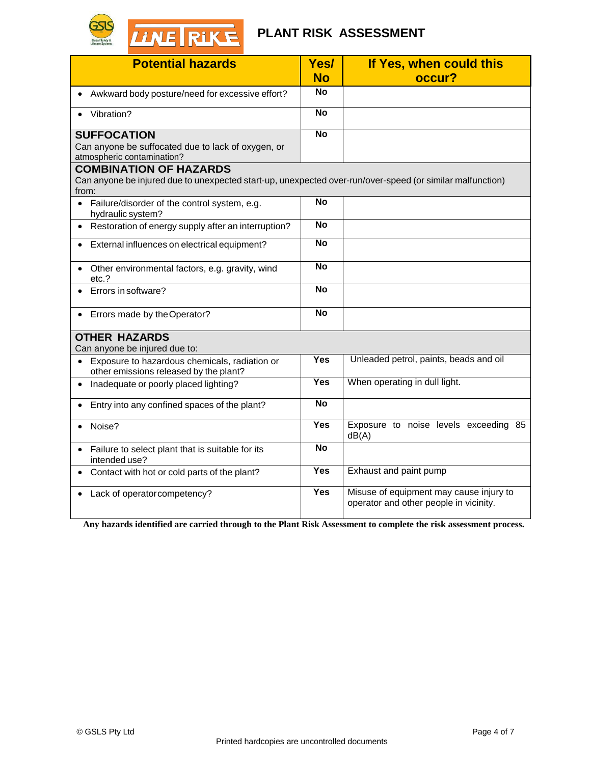# PLANT RISK ASSESSMENT

| Potential hazards | Yes/ No | If Yes, when could this occur? |
|---|---|---|
| • Awkward body posture/need for excessive effort? | No | |
| • Vibration? | No | |
| **SUFFOCATION** Can anyone be suffocated due to lack of oxygen, or atmospheric contamination? | No | |
| **COMBINATION OF HAZARDS** Can anyone be injured due to unexpected start-up, unexpected over-run/over-speed (or similar malfunction) from: | | |
| • Failure/disorder of the control system, e.g. hydraulic system? | No | |
| • Restoration of energy supply after an interruption? | No | |
| • External influences on electrical equipment? | No | |
| • Other environmental factors, e.g. gravity, wind etc.? | No | |
| • Errors in software? | No | |
| • Errors made by the Operator? | No | |
| **OTHER HAZARDS** Can anyone be injured due to: | | |
| • Exposure to hazardous chemicals, radiation or other emissions released by the plant? | Yes | Unleaded petrol, paints, beads and oil |
| • Inadequate or poorly placed lighting? | Yes | When operating in dull light. |
| • Entry into any confined spaces of the plant? | No | |
| • Noise? | Yes | Exposure to noise levels exceeding 85 dB(A) |
| • Failure to select plant that is suitable for its intended use? | No | |
| • Contact with hot or cold parts of the plant? | Yes | Exhaust and paint pump |
| • Lack of operator competency? | Yes | Misuse of equipment may cause injury to operator and other people in vicinity. |

**Any hazards identified are carried through to the Plant Risk Assessment to complete the risk assessment process.**

© GSLS Pty Ltd

Printed hardcopies are uncontrolled documents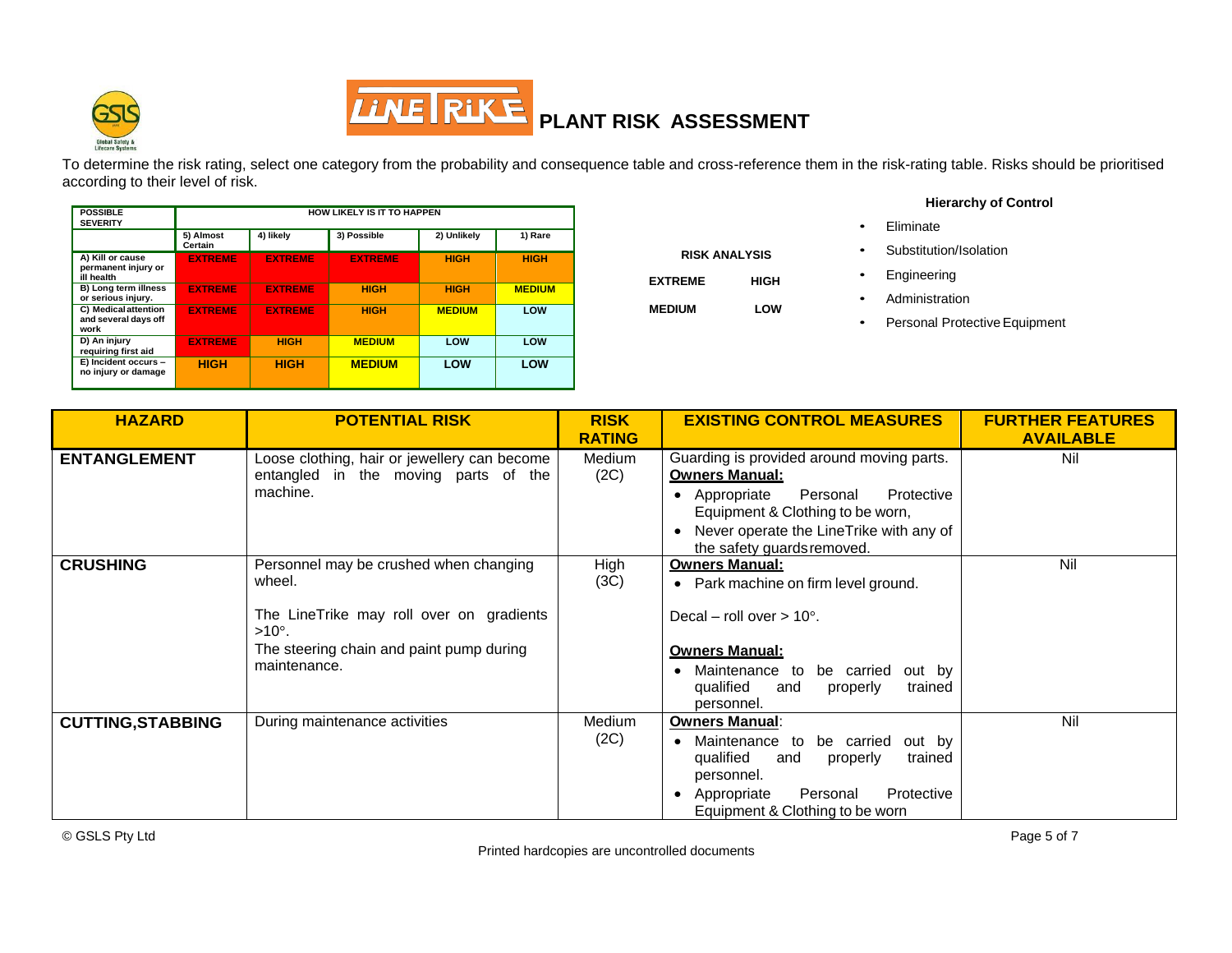# PLANT RISK ASSESSMENT

To determine the risk rating, select one category from the probability and consequence table and cross-reference them in the risk-rating table. Risks should be prioritised according to their level of risk.

| POSSIBLE SEVERITY | HOW LIKELY IS IT TO HAPPEN | | | | |
|---|---|---|---|---|---|
| | 5) Almost Certain | 4) likely | 3) Possible | 2) Unlikely | 1) Rare |
| A) Kill or cause permanent injury or ill health | EXTREME | EXTREME | EXTREME | HIGH | HIGH |
| B) Long term illness or serious injury. | EXTREME | EXTREME | HIGH | HIGH | MEDIUM |
| C) Medical attention and several days off work | EXTREME | EXTREME | HIGH | MEDIUM | LOW |
| D) An injury requiring first aid | EXTREME | HIGH | MEDIUM | LOW | LOW |
| E) Incident occurs – no injury or damage | HIGH | HIGH | MEDIUM | LOW | LOW |

**RISK ANALYSIS**

| | |
|---|---|
| EXTREME | HIGH |
| MEDIUM | LOW |

**Hierarchy of Control**

- Eliminate
- Substitution/Isolation
- Engineering
- Administration
- Personal Protective Equipment

| HAZARD | POTENTIAL RISK | RISK RATING | EXISTING CONTROL MEASURES | FURTHER FEATURES AVAILABLE |
|---|---|---|---|---|
| **ENTANGLEMENT** | Loose clothing, hair or jewellery can become entangled in the moving parts of the machine. | Medium (2C) | Guarding is provided around moving parts.<br>**Owners Manual:**<br>• Appropriate Personal Protective Equipment & Clothing to be worn,<br>• Never operate the LineTrike with any of the safety guards removed. | Nil |
| **CRUSHING** | Personnel may be crushed when changing wheel.<br><br>The LineTrike may roll over on gradients >10°.<br>The steering chain and paint pump during maintenance. | High (3C) | **Owners Manual:**<br>• Park machine on firm level ground.<br><br>Decal – roll over > 10°.<br><br>**Owners Manual:**<br>• Maintenance to be carried out by qualified and properly trained personnel. | Nil |
| **CUTTING,STABBING** | During maintenance activities | Medium (2C) | **Owners Manual**:<br>• Maintenance to be carried out by qualified and properly trained personnel.<br>• Appropriate Personal Protective Equipment & Clothing to be worn | Nil |

© GSLS Pty Ltd

Printed hardcopies are uncontrolled documents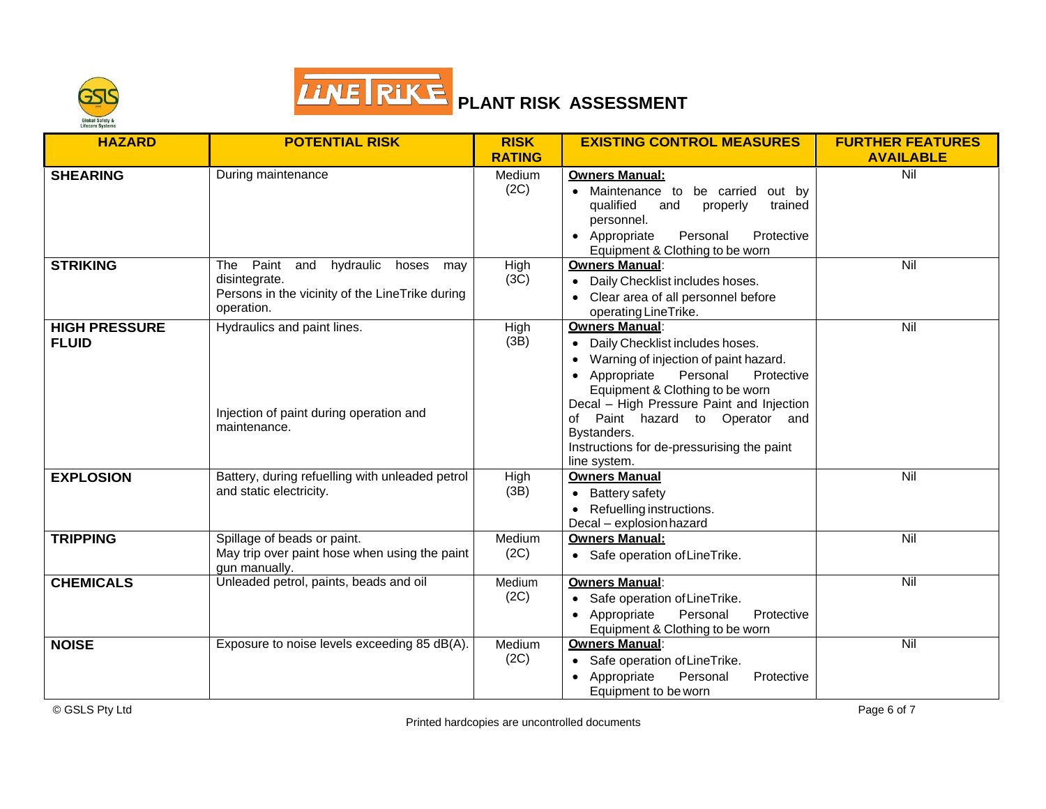# PLANT RISK ASSESSMENT

| HAZARD | POTENTIAL RISK | RISK RATING | EXISTING CONTROL MEASURES | FURTHER FEATURES AVAILABLE |
|---|---|---|---|---|
| **SHEARING** | During maintenance | Medium (2C) | **Owners Manual:**<br>• Maintenance to be carried out by qualified and properly trained personnel.<br>• Appropriate Personal Protective Equipment & Clothing to be worn | Nil |
| **STRIKING** | The Paint and hydraulic hoses may disintegrate.<br>Persons in the vicinity of the LineTrike during operation. | High (3C) | **Owners Manual**:<br>• Daily Checklist includes hoses.<br>• Clear area of all personnel before operating LineTrike. | Nil |
| **HIGH PRESSURE FLUID** | Hydraulics and paint lines.<br><br>Injection of paint during operation and maintenance. | High (3B) | **Owners Manual**:<br>• Daily Checklist includes hoses.<br>• Warning of injection of paint hazard.<br>• Appropriate Personal Protective Equipment & Clothing to be worn<br>Decal – High Pressure Paint and Injection of Paint hazard to Operator and Bystanders.<br>Instructions for de-pressurising the paint line system. | Nil |
| **EXPLOSION** | Battery, during refuelling with unleaded petrol and static electricity. | High (3B) | **Owners Manual**<br>• Battery safety<br>• Refuelling instructions.<br>Decal – explosion hazard | Nil |
| **TRIPPING** | Spillage of beads or paint.<br>May trip over paint hose when using the paint gun manually. | Medium (2C) | **Owners Manual:**<br>• Safe operation of LineTrike. | Nil |
| **CHEMICALS** | Unleaded petrol, paints, beads and oil | Medium (2C) | **Owners Manual**:<br>• Safe operation of LineTrike.<br>• Appropriate Personal Protective Equipment & Clothing to be worn | Nil |
| **NOISE** | Exposure to noise levels exceeding 85 dB(A). | Medium (2C) | **Owners Manual**:<br>• Safe operation of LineTrike.<br>• Appropriate Personal Protective Equipment to be worn | Nil |

© GSLS Pty Ltd

Printed hardcopies are uncontrolled documents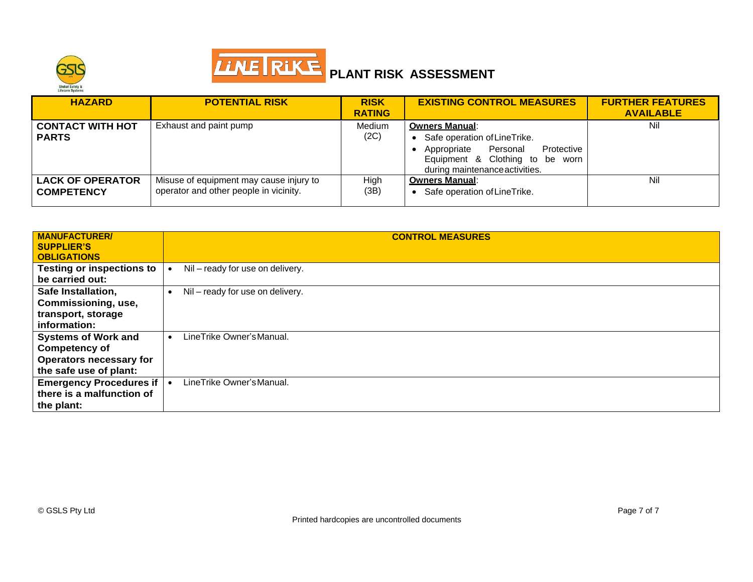# PLANT RISK ASSESSMENT

| HAZARD | POTENTIAL RISK | RISK RATING | EXISTING CONTROL MEASURES | FURTHER FEATURES AVAILABLE |
|---|---|---|---|---|
| **CONTACT WITH HOT PARTS** | Exhaust and paint pump | Medium (2C) | **Owners Manual**: <br>• Safe operation of LineTrike. <br>• Appropriate Personal Protective Equipment & Clothing to be worn during maintenance activities. | Nil |
| **LACK OF OPERATOR COMPETENCY** | Misuse of equipment may cause injury to operator and other people in vicinity. | High (3B) | **Owners Manual**: <br>• Safe operation of LineTrike. | Nil |

| MANUFACTURER/ SUPPLIER'S OBLIGATIONS | CONTROL MEASURES |
|---|---|
| **Testing or inspections to be carried out:** | • Nil – ready for use on delivery. |
| **Safe Installation, Commissioning, use, transport, storage information:** | • Nil – ready for use on delivery. |
| **Systems of Work and Competency of Operators necessary for the safe use of plant:** | • LineTrike Owner's Manual. |
| **Emergency Procedures if there is a malfunction of the plant:** | • LineTrike Owner's Manual. |

© GSLS Pty Ltd

Printed hardcopies are uncontrolled documents